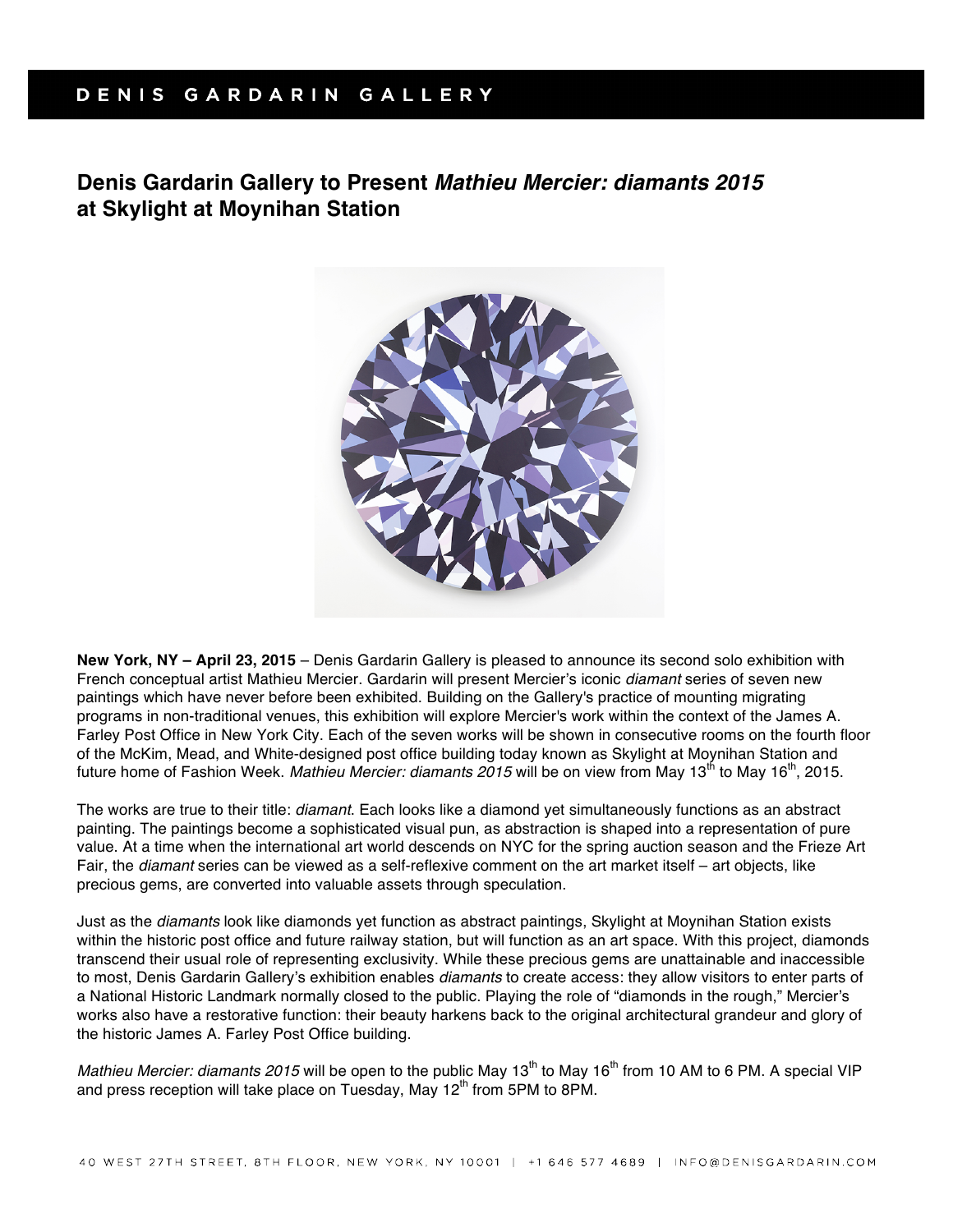DENIS GARDARIN GALLERY

# Denis Gardarin Gallery to Present *Mathieu Mercier: diamants 2015* at Skylight at Moynihan Station

**New York, NY – April 23, 2015** – Denis Gardarin Gallery is pleased to announce its second solo exhibition with French conceptual artist Mathieu Mercier. Gardarin will present Mercier's iconic *diamant* series of seven new paintings which have never before been exhibited. Building on the Gallery's practice of mounting migrating programs in non-traditional venues, this exhibition will explore Mercier's work within the context of the James A. Farley Post Office in New York City. Each of the seven works will be shown in consecutive rooms on the fourth floor of the McKim, Mead, and White-designed post office building today known as Skylight at Moynihan Station and future home of Fashion Week. *Mathieu Mercier: diamants 2015* will be on view from May 13th to May 16th, 2015.

The works are true to their title: *diamant*. Each looks like a diamond yet simultaneously functions as an abstract painting. The paintings become a sophisticated visual pun, as abstraction is shaped into a representation of pure value. At a time when the international art world descends on NYC for the spring auction season and the Frieze Art Fair, the *diamant* series can be viewed as a self-reflexive comment on the art market itself – art objects, like precious gems, are converted into valuable assets through speculation.

Just as the *diamants* look like diamonds yet function as abstract paintings, Skylight at Moynihan Station exists within the historic post office and future railway station, but will function as an art space. With this project, diamonds transcend their usual role of representing exclusivity. While these precious gems are unattainable and inaccessible to most, Denis Gardarin Gallery's exhibition enables *diamants* to create access: they allow visitors to enter parts of a National Historic Landmark normally closed to the public. Playing the role of "diamonds in the rough," Mercier's works also have a restorative function: their beauty harkens back to the original architectural grandeur and glory of the historic James A. Farley Post Office building.

*Mathieu Mercier: diamants 2015* will be open to the public May 13th to May 16th from 10 AM to 6 PM. A special VIP and press reception will take place on Tuesday, May 12th from 5PM to 8PM.

40 WEST 27TH STREET, 8TH FLOOR, NEW YORK, NY 10001 | +1 646 577 4689 | INFO@DENISGARDARIN.COM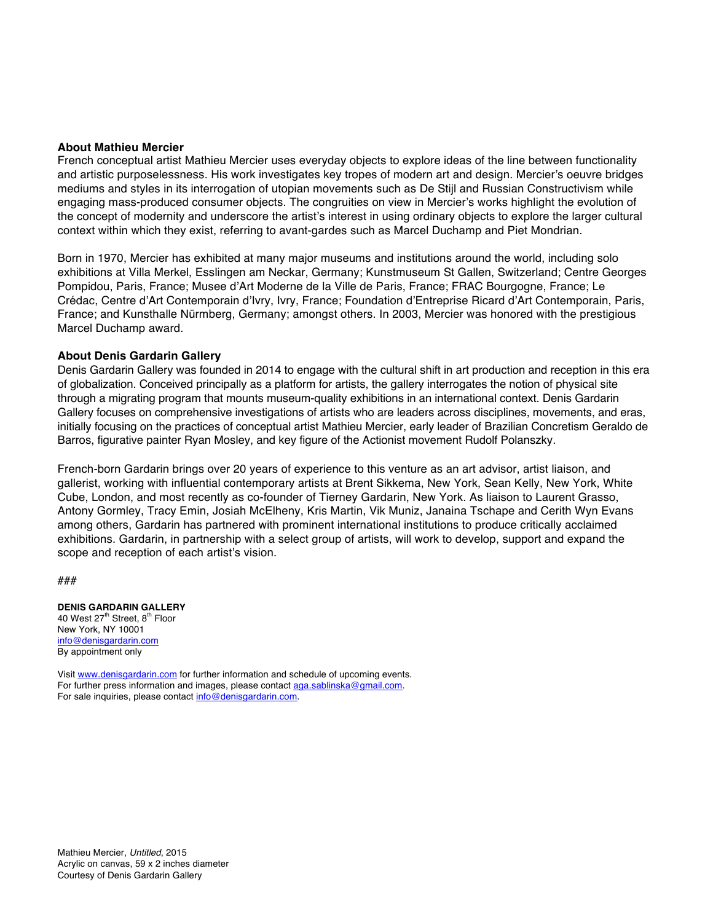**About Mathieu Mercier**

French conceptual artist Mathieu Mercier uses everyday objects to explore ideas of the line between functionality and artistic purposelessness. His work investigates key tropes of modern art and design. Mercier's oeuvre bridges mediums and styles in its interrogation of utopian movements such as De Stijl and Russian Constructivism while engaging mass-produced consumer objects. The congruities on view in Mercier's works highlight the evolution of the concept of modernity and underscore the artist's interest in using ordinary objects to explore the larger cultural context within which they exist, referring to avant-gardes such as Marcel Duchamp and Piet Mondrian.

Born in 1970, Mercier has exhibited at many major museums and institutions around the world, including solo exhibitions at Villa Merkel, Esslingen am Neckar, Germany; Kunstmuseum St Gallen, Switzerland; Centre Georges Pompidou, Paris, France; Musee d'Art Moderne de la Ville de Paris, France; FRAC Bourgogne, France; Le Crédac, Centre d'Art Contemporain d'Ivry, Ivry, France; Foundation d'Entreprise Ricard d'Art Contemporain, Paris, France; and Kunsthalle Nürmberg, Germany; amongst others. In 2003, Mercier was honored with the prestigious Marcel Duchamp award.

**About Denis Gardarin Gallery**

Denis Gardarin Gallery was founded in 2014 to engage with the cultural shift in art production and reception in this era of globalization. Conceived principally as a platform for artists, the gallery interrogates the notion of physical site through a migrating program that mounts museum-quality exhibitions in an international context. Denis Gardarin Gallery focuses on comprehensive investigations of artists who are leaders across disciplines, movements, and eras, initially focusing on the practices of conceptual artist Mathieu Mercier, early leader of Brazilian Concretism Geraldo de Barros, figurative painter Ryan Mosley, and key figure of the Actionist movement Rudolf Polanszky.

French-born Gardarin brings over 20 years of experience to this venture as an art advisor, artist liaison, and gallerist, working with influential contemporary artists at Brent Sikkema, New York, Sean Kelly, New York, White Cube, London, and most recently as co-founder of Tierney Gardarin, New York. As liaison to Laurent Grasso, Antony Gormley, Tracy Emin, Josiah McElheny, Kris Martin, Vik Muniz, Janaina Tschape and Cerith Wyn Evans among others, Gardarin has partnered with prominent international institutions to produce critically acclaimed exhibitions. Gardarin, in partnership with a select group of artists, will work to develop, support and expand the scope and reception of each artist's vision.

###

**DENIS GARDARIN GALLERY**
40 West 27th Street, 8th Floor
New York, NY 10001
info@denisgardarin.com
By appointment only

Visit www.denisgardarin.com for further information and schedule of upcoming events.
For further press information and images, please contact aga.sablinska@gmail.com.
For sale inquiries, please contact info@denisgardarin.com.

Mathieu Mercier, *Untitled*, 2015
Acrylic on canvas, 59 x 2 inches diameter
Courtesy of Denis Gardarin Gallery